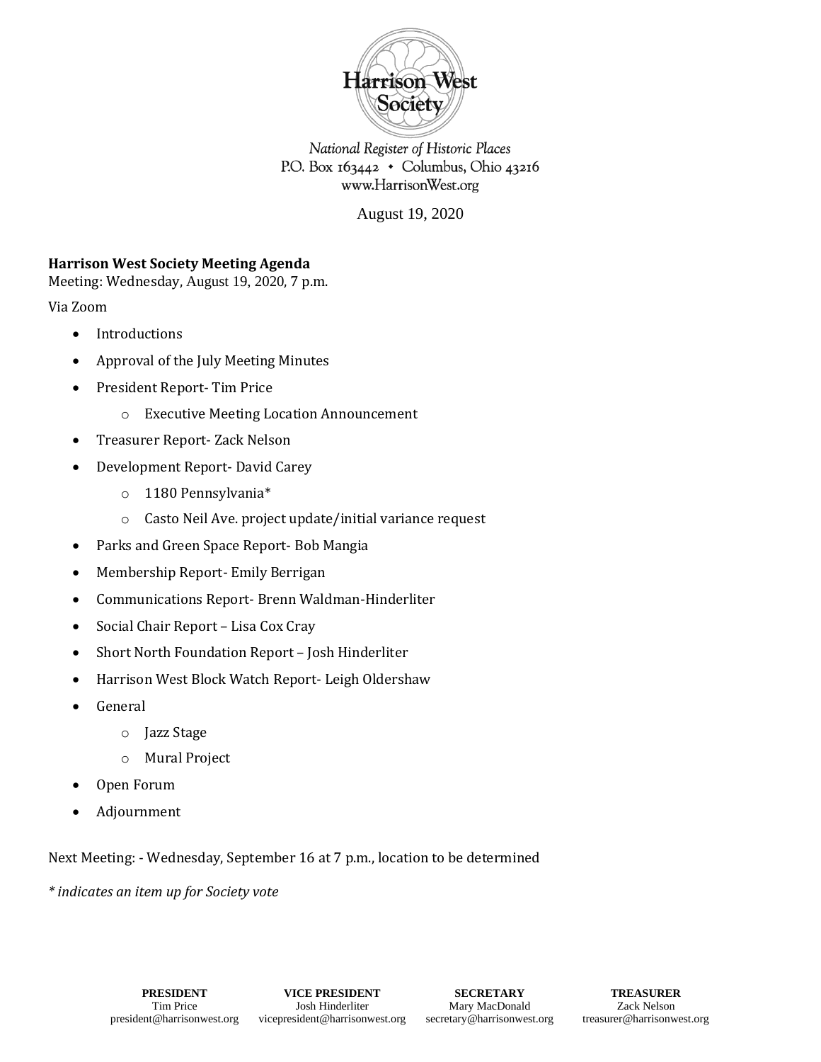Harrison West Society

National Register of Historic Places
P.O. Box 163442 • Columbus, Ohio 43216
www.HarrisonWest.org

August 19, 2020

**Harrison West Society Meeting Agenda**
Meeting: Wednesday, August 19, 2020, 7 p.m.

Via Zoom

- Introductions
- Approval of the July Meeting Minutes
- President Report- Tim Price
    - Executive Meeting Location Announcement
- Treasurer Report- Zack Nelson
- Development Report- David Carey
    - 1180 Pennsylvania*
    - Casto Neil Ave. project update/initial variance request
- Parks and Green Space Report- Bob Mangia
- Membership Report- Emily Berrigan
- Communications Report- Brenn Waldman-Hinderliter
- Social Chair Report – Lisa Cox Cray
- Short North Foundation Report – Josh Hinderliter
- Harrison West Block Watch Report- Leigh Oldershaw
- General
    - Jazz Stage
    - Mural Project
- Open Forum
- Adjournment

Next Meeting: - Wednesday, September 16 at 7 p.m., location to be determined

*\* indicates an item up for Society vote*

| PRESIDENT | VICE PRESIDENT | SECRETARY | TREASURER |
|---|---|---|---|
| Tim Price | Josh Hinderliter | Mary MacDonald | Zack Nelson |
| president@harrisonwest.org | vicepresident@harrisonwest.org | secretary@harrisonwest.org | treasurer@harrisonwest.org |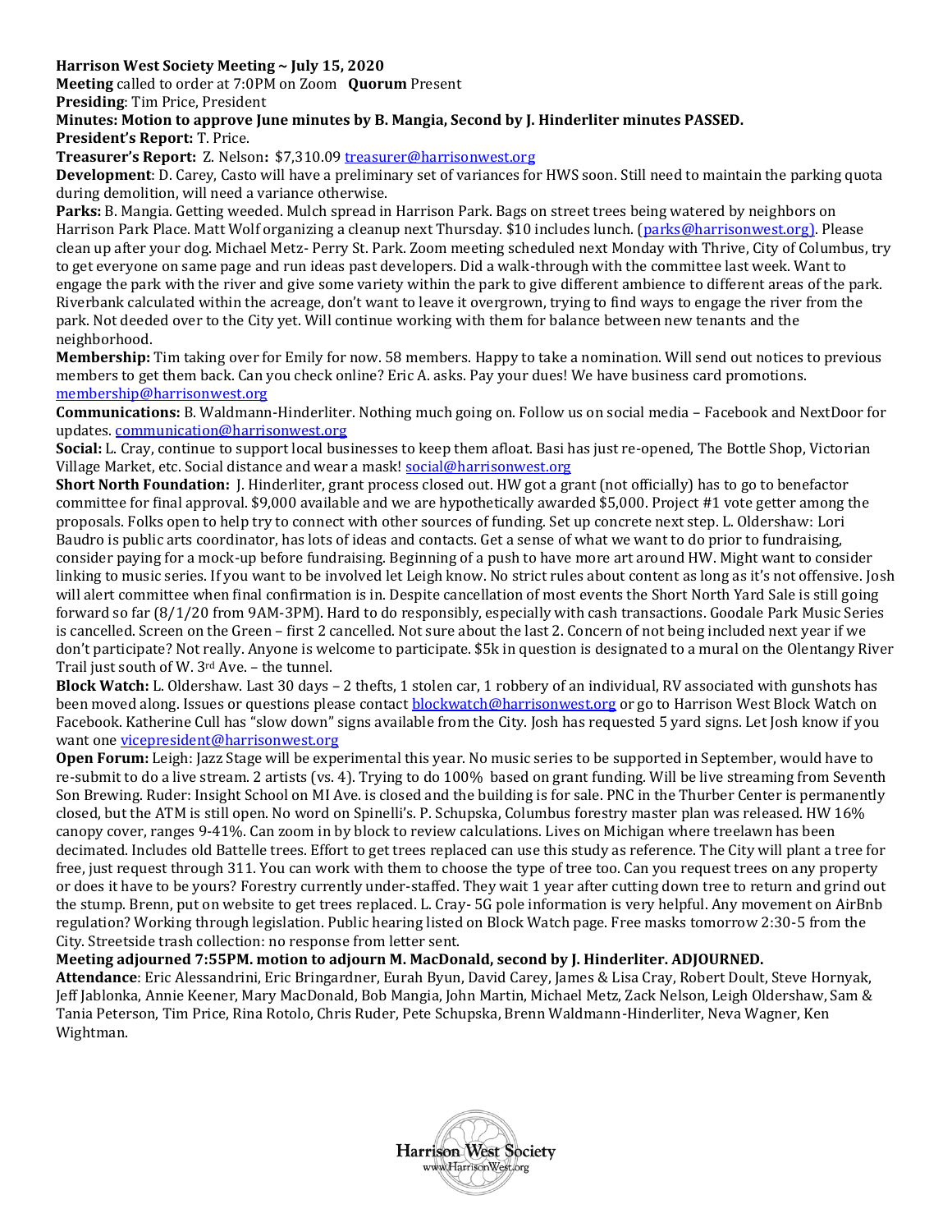**Harrison West Society Meeting ~ July 15, 2020**

**Meeting** called to order at 7:0PM on Zoom **Quorum** Present

**Presiding**: Tim Price, President

**Minutes: Motion to approve June minutes by B. Mangia, Second by J. Hinderliter minutes PASSED.**

**President's Report:** T. Price.

**Treasurer's Report:** Z. Nelson**:** $7,310.09 treasurer@harrisonwest.org

**Development**: D. Carey, Casto will have a preliminary set of variances for HWS soon. Still need to maintain the parking quota during demolition, will need a variance otherwise.

**Parks:** B. Mangia. Getting weeded. Mulch spread in Harrison Park. Bags on street trees being watered by neighbors on Harrison Park Place. Matt Wolf organizing a cleanup next Thursday. $10 includes lunch. (parks@harrisonwest.org). Please clean up after your dog. Michael Metz- Perry St. Park. Zoom meeting scheduled next Monday with Thrive, City of Columbus, try to get everyone on same page and run ideas past developers. Did a walk-through with the committee last week. Want to engage the park with the river and give some variety within the park to give different ambience to different areas of the park. Riverbank calculated within the acreage, don't want to leave it overgrown, trying to find ways to engage the river from the park. Not deeded over to the City yet. Will continue working with them for balance between new tenants and the neighborhood.

**Membership:** Tim taking over for Emily for now. 58 members. Happy to take a nomination. Will send out notices to previous members to get them back. Can you check online? Eric A. asks. Pay your dues! We have business card promotions. membership@harrisonwest.org

**Communications:** B. Waldmann-Hinderliter. Nothing much going on. Follow us on social media – Facebook and NextDoor for updates. communication@harrisonwest.org

**Social:** L. Cray, continue to support local businesses to keep them afloat. Basi has just re-opened, The Bottle Shop, Victorian Village Market, etc. Social distance and wear a mask! social@harrisonwest.org

**Short North Foundation:** J. Hinderliter, grant process closed out. HW got a grant (not officially) has to go to benefactor committee for final approval. $9,000 available and we are hypothetically awarded $5,000. Project #1 vote getter among the proposals. Folks open to help try to connect with other sources of funding. Set up concrete next step. L. Oldershaw: Lori Baudro is public arts coordinator, has lots of ideas and contacts. Get a sense of what we want to do prior to fundraising, consider paying for a mock-up before fundraising. Beginning of a push to have more art around HW. Might want to consider linking to music series. If you want to be involved let Leigh know. No strict rules about content as long as it's not offensive. Josh will alert committee when final confirmation is in. Despite cancellation of most events the Short North Yard Sale is still going forward so far (8/1/20 from 9AM-3PM). Hard to do responsibly, especially with cash transactions. Goodale Park Music Series is cancelled. Screen on the Green – first 2 cancelled. Not sure about the last 2. Concern of not being included next year if we don't participate? Not really. Anyone is welcome to participate. $5k in question is designated to a mural on the Olentangy River Trail just south of W. 3rd Ave. – the tunnel.

**Block Watch:** L. Oldershaw. Last 30 days – 2 thefts, 1 stolen car, 1 robbery of an individual, RV associated with gunshots has been moved along. Issues or questions please contact blockwatch@harrisonwest.org or go to Harrison West Block Watch on Facebook. Katherine Cull has "slow down" signs available from the City. Josh has requested 5 yard signs. Let Josh know if you want one vicepresident@harrisonwest.org

**Open Forum:** Leigh: Jazz Stage will be experimental this year. No music series to be supported in September, would have to re-submit to do a live stream. 2 artists (vs. 4). Trying to do 100% based on grant funding. Will be live streaming from Seventh Son Brewing. Ruder: Insight School on MI Ave. is closed and the building is for sale. PNC in the Thurber Center is permanently closed, but the ATM is still open. No word on Spinelli's. P. Schupska, Columbus forestry master plan was released. HW 16% canopy cover, ranges 9-41%. Can zoom in by block to review calculations. Lives on Michigan where treelawn has been decimated. Includes old Battelle trees. Effort to get trees replaced can use this study as reference. The City will plant a tree for free, just request through 311. You can work with them to choose the type of tree too. Can you request trees on any property or does it have to be yours? Forestry currently under-staffed. They wait 1 year after cutting down tree to return and grind out the stump. Brenn, put on website to get trees replaced. L. Cray- 5G pole information is very helpful. Any movement on AirBnb regulation? Working through legislation. Public hearing listed on Block Watch page. Free masks tomorrow 2:30-5 from the City. Streetside trash collection: no response from letter sent.

**Meeting adjourned 7:55PM. motion to adjourn M. MacDonald, second by J. Hinderliter. ADJOURNED.**

**Attendance**: Eric Alessandrini, Eric Bringardner, Eurah Byun, David Carey, James & Lisa Cray, Robert Doult, Steve Hornyak, Jeff Jablonka, Annie Keener, Mary MacDonald, Bob Mangia, John Martin, Michael Metz, Zack Nelson, Leigh Oldershaw, Sam & Tania Peterson, Tim Price, Rina Rotolo, Chris Ruder, Pete Schupska, Brenn Waldmann-Hinderliter, Neva Wagner, Ken Wightman.

Harrison West Society
www.HarrisonWest.org